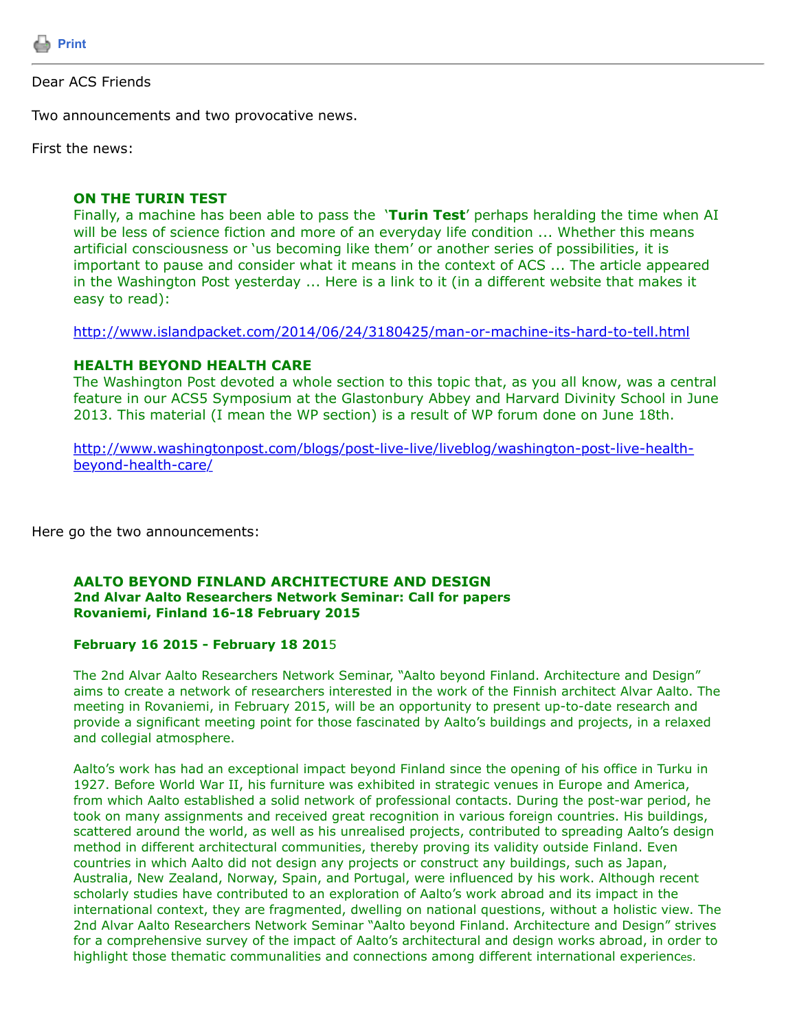Print

Dear ACS Friends

Two announcements and two provocative news.

First the news:

### ON THE TURIN TEST

Finally, a machine has been able to pass the '**Turin Test**' perhaps heralding the time when AI will be less of science fiction and more of an everyday life condition ... Whether this means artificial consciousness or 'us becoming like them' or another series of possibilities, it is important to pause and consider what it means in the context of ACS ... The article appeared in the Washington Post yesterday ... Here is a link to it (in a different website that makes it easy to read):

http://www.islandpacket.com/2014/06/24/3180425/man-or-machine-its-hard-to-tell.html

### HEALTH BEYOND HEALTH CARE

The Washington Post devoted a whole section to this topic that, as you all know, was a central feature in our ACS5 Symposium at the Glastonbury Abbey and Harvard Divinity School in June 2013. This material (I mean the WP section) is a result of WP forum done on June 18th.

http://www.washingtonpost.com/blogs/post-live-live/liveblog/washington-post-live-health-beyond-health-care/

Here go the two announcements:

### AALTO BEYOND FINLAND ARCHITECTURE AND DESIGN

**2nd Alvar Aalto Researchers Network Seminar: Call for papers**
**Rovaniemi, Finland 16-18 February 2015**

**February 16 2015 - February 18 2015**

The 2nd Alvar Aalto Researchers Network Seminar, "Aalto beyond Finland. Architecture and Design" aims to create a network of researchers interested in the work of the Finnish architect Alvar Aalto. The meeting in Rovaniemi, in February 2015, will be an opportunity to present up-to-date research and provide a significant meeting point for those fascinated by Aalto's buildings and projects, in a relaxed and collegial atmosphere.

Aalto's work has had an exceptional impact beyond Finland since the opening of his office in Turku in 1927. Before World War II, his furniture was exhibited in strategic venues in Europe and America, from which Aalto established a solid network of professional contacts. During the post-war period, he took on many assignments and received great recognition in various foreign countries. His buildings, scattered around the world, as well as his unrealised projects, contributed to spreading Aalto's design method in different architectural communities, thereby proving its validity outside Finland. Even countries in which Aalto did not design any projects or construct any buildings, such as Japan, Australia, New Zealand, Norway, Spain, and Portugal, were influenced by his work. Although recent scholarly studies have contributed to an exploration of Aalto's work abroad and its impact in the international context, they are fragmented, dwelling on national questions, without a holistic view. The 2nd Alvar Aalto Researchers Network Seminar "Aalto beyond Finland. Architecture and Design" strives for a comprehensive survey of the impact of Aalto's architectural and design works abroad, in order to highlight those thematic communalities and connections among different international experiences.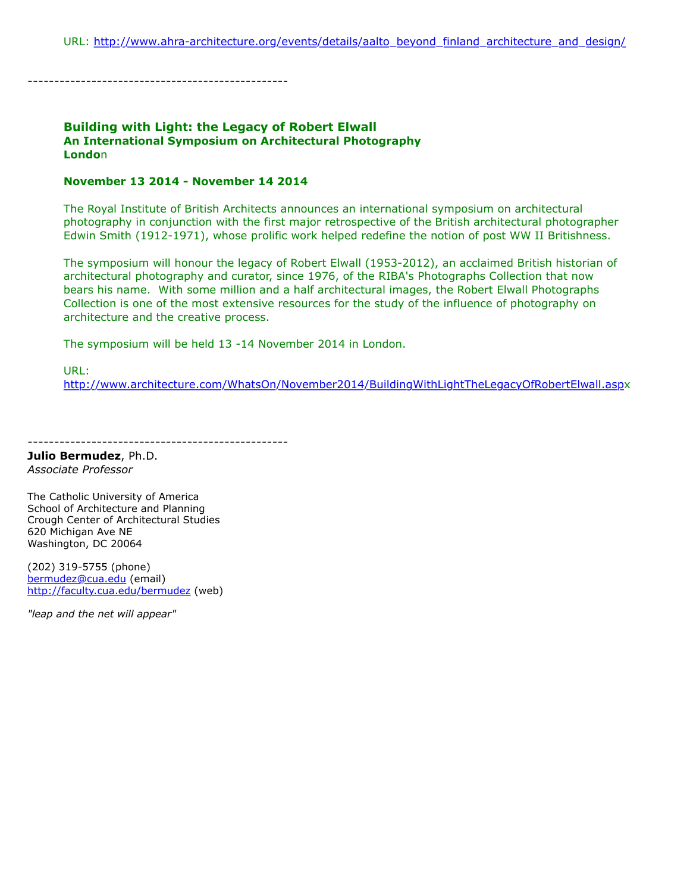URL: http://www.ahra-architecture.org/events/details/aalto_beyond_finland_architecture_and_design/

-------------------------------------------------

**Building with Light: the Legacy of Robert Elwall**
**An International Symposium on Architectural Photography**
**London**

**November 13 2014 - November 14 2014**

The Royal Institute of British Architects announces an international symposium on architectural photography in conjunction with the first major retrospective of the British architectural photographer Edwin Smith (1912-1971), whose prolific work helped redefine the notion of post WW II Britishness.

The symposium will honour the legacy of Robert Elwall (1953-2012), an acclaimed British historian of architectural photography and curator, since 1976, of the RIBA's Photographs Collection that now bears his name. With some million and a half architectural images, the Robert Elwall Photographs Collection is one of the most extensive resources for the study of the influence of photography on architecture and the creative process.

The symposium will be held 13 -14 November 2014 in London.

URL:
http://www.architecture.com/WhatsOn/November2014/BuildingWithLightTheLegacyOfRobertElwall.aspx

-------------------------------------------------

**Julio Bermudez**, Ph.D.
*Associate Professor*

The Catholic University of America
School of Architecture and Planning
Crough Center of Architectural Studies
620 Michigan Ave NE
Washington, DC 20064

(202) 319-5755 (phone)
bermudez@cua.edu (email)
http://faculty.cua.edu/bermudez (web)

*"leap and the net will appear"*